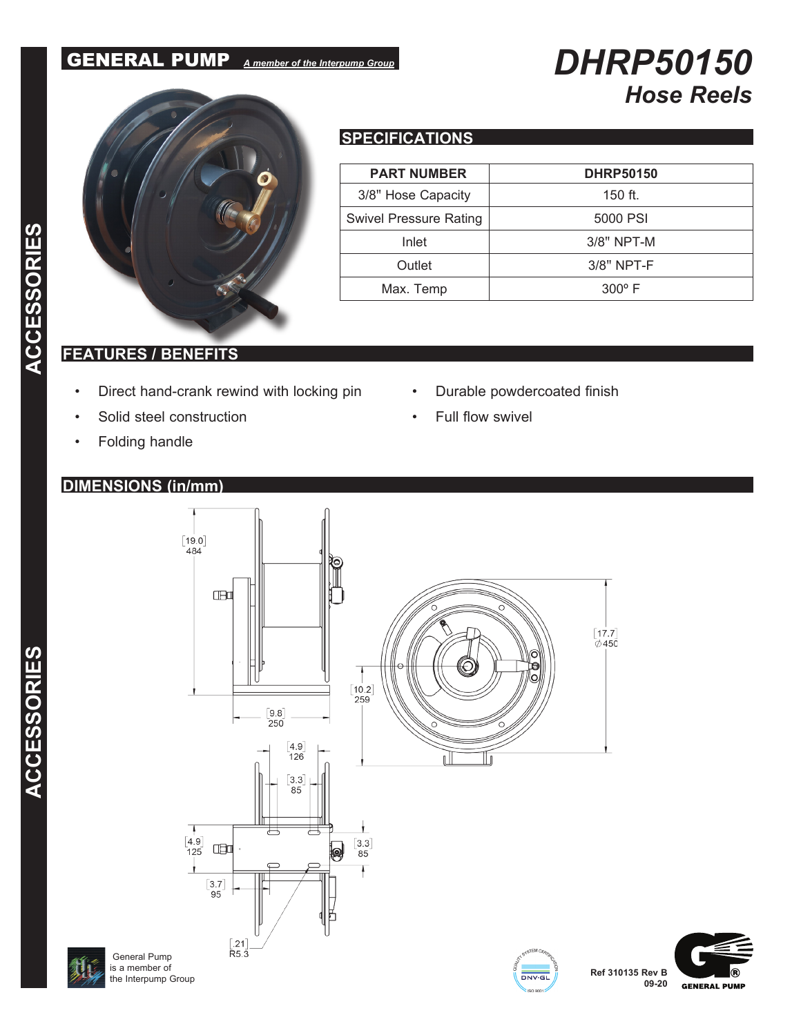# GENERAL PUMP

*A member of the Interpump Group*

# DHRP50150

## *Hose Reels*

## SPECIFICATIONS

| PART NUMBER | DHRP50150 |
|---|---|
| 3/8" Hose Capacity | 150 ft. |
| Swivel Pressure Rating | 5000 PSI |
| Inlet | 3/8" NPT-M |
| Outlet | 3/8" NPT-F |
| Max. Temp | 300º F |

## FEATURES / BENEFITS

- Direct hand-crank rewind with locking pin
- Solid steel construction
- Folding handle
- Durable powdercoated finish
- Full flow swivel

## DIMENSIONS (in/mm)

[19.0] 484

[9.8] 250

[10.2] 259

[17.7] ⌀450

[4.9] 126

[3.3] 85

[4.9] 125

[3.3] 85

[3.7] 95

[.21] R5.3

General Pump is a member of the Interpump Group

Ref 310135 Rev B 09-20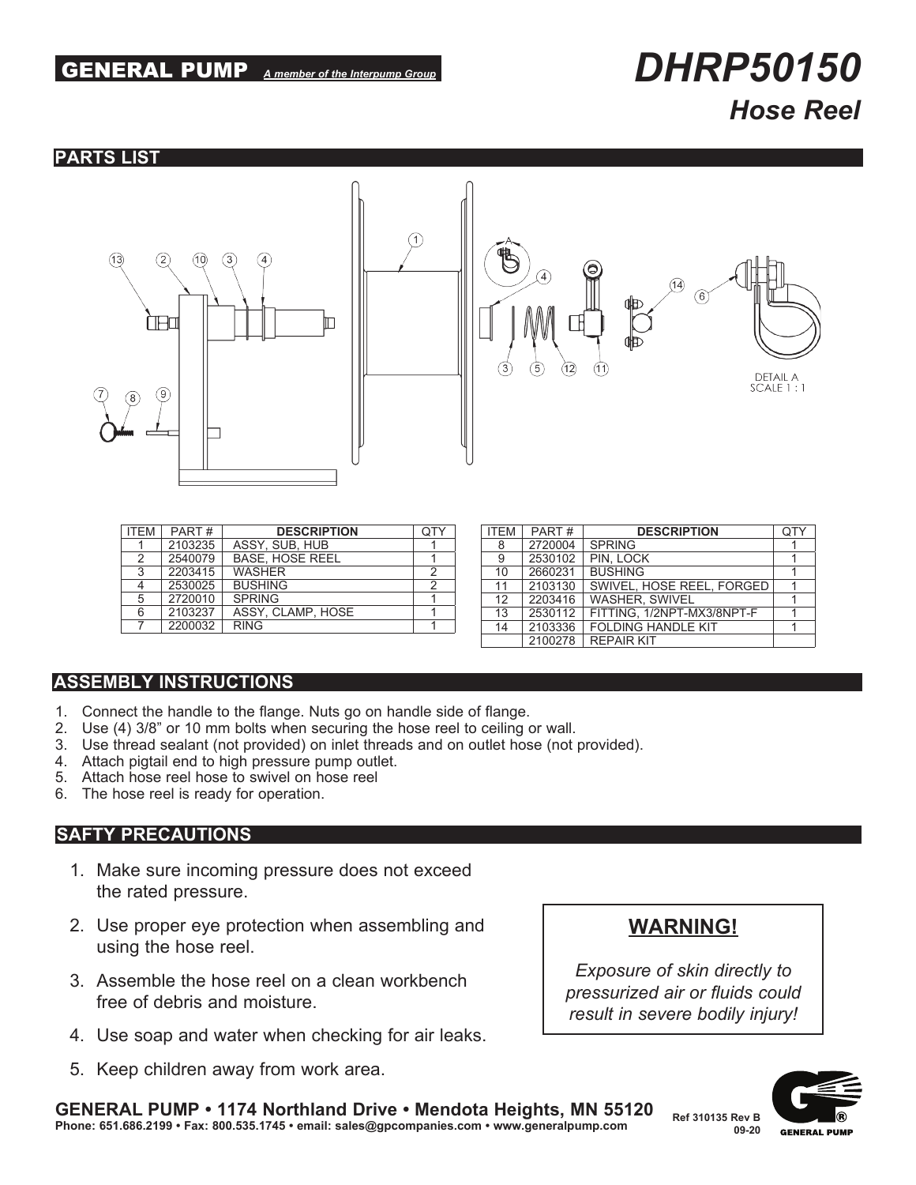**GENERAL PUMP** *A member of the Interpump Group*

# *DHRP50150*
## *Hose Reel*

## PARTS LIST

DETAIL A
SCALE 1 : 1

| ITEM | PART # | DESCRIPTION | QTY |
|---|---|---|---|
| 1 | 2103235 | ASSY, SUB, HUB | 1 |
| 2 | 2540079 | BASE, HOSE REEL | 1 |
| 3 | 2203415 | WASHER | 2 |
| 4 | 2530025 | BUSHING | 2 |
| 5 | 2720010 | SPRING | 1 |
| 6 | 2103237 | ASSY, CLAMP, HOSE | 1 |
| 7 | 2200032 | RING | 1 |

| ITEM | PART # | DESCRIPTION | QTY |
|---|---|---|---|
| 8 | 2720004 | SPRING | 1 |
| 9 | 2530102 | PIN, LOCK | 1 |
| 10 | 2660231 | BUSHING | 1 |
| 11 | 2103130 | SWIVEL, HOSE REEL, FORGED | 1 |
| 12 | 2203416 | WASHER, SWIVEL | 1 |
| 13 | 2530112 | FITTING, 1/2NPT-MX3/8NPT-F | 1 |
| 14 | 2103336 | FOLDING HANDLE KIT | 1 |
| | 2100278 | REPAIR KIT | |

## ASSEMBLY INSTRUCTIONS

1. Connect the handle to the flange. Nuts go on handle side of flange.
2. Use (4) 3/8” or 10 mm bolts when securing the hose reel to ceiling or wall.
3. Use thread sealant (not provided) on inlet threads and on outlet hose (not provided).
4. Attach pigtail end to high pressure pump outlet.
5. Attach hose reel hose to swivel on hose reel
6. The hose reel is ready for operation.

## SAFTY PRECAUTIONS

1. Make sure incoming pressure does not exceed the rated pressure.
2. Use proper eye protection when assembling and using the hose reel.
3. Assemble the hose reel on a clean workbench free of debris and moisture.
4. Use soap and water when checking for air leaks.
5. Keep children away from work area.

**WARNING!**

*Exposure of skin directly to pressurized air or fluids could result in severe bodily injury!*

**GENERAL PUMP • 1174 Northland Drive • Mendota Heights, MN 55120**
**Phone: 651.686.2199 • Fax: 800.535.1745 • email: sales@gpcompanies.com • www.generalpump.com**

**Ref 310135 Rev B**
**09-20**